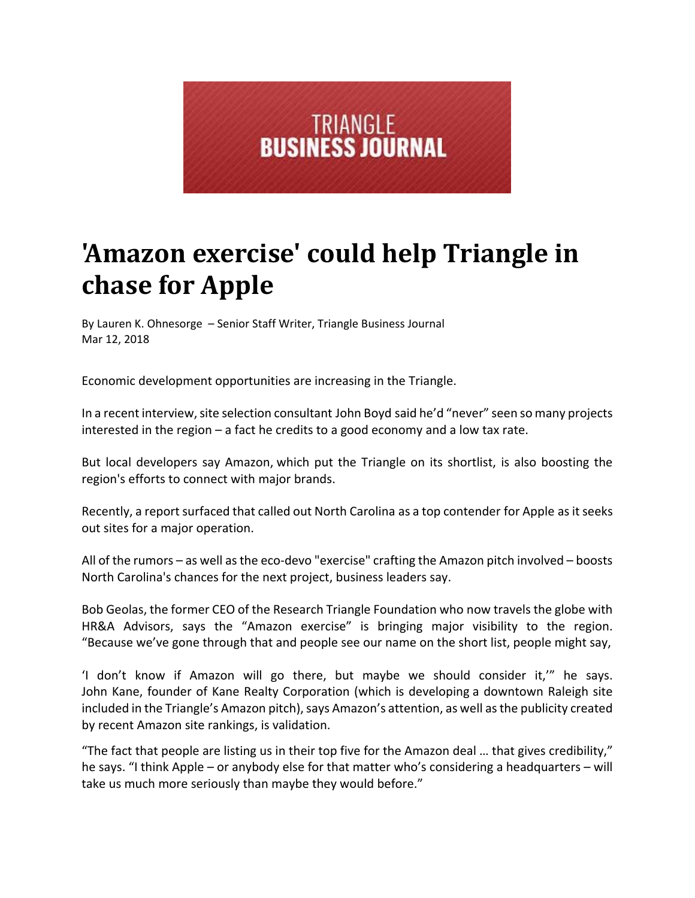TRIANGLE
BUSINESS JOURNAL

# 'Amazon exercise' could help Triangle in chase for Apple

By Lauren K. Ohnesorge – Senior Staff Writer, Triangle Business Journal
Mar 12, 2018

Economic development opportunities are increasing in the Triangle.

In a recent interview, site selection consultant John Boyd said he'd "never" seen so many projects interested in the region – a fact he credits to a good economy and a low tax rate.

But local developers say Amazon, which put the Triangle on its shortlist, is also boosting the region's efforts to connect with major brands.

Recently, a report surfaced that called out North Carolina as a top contender for Apple as it seeks out sites for a major operation.

All of the rumors – as well as the eco-devo "exercise" crafting the Amazon pitch involved – boosts North Carolina's chances for the next project, business leaders say.

Bob Geolas, the former CEO of the Research Triangle Foundation who now travels the globe with HR&A Advisors, says the "Amazon exercise" is bringing major visibility to the region. "Because we've gone through that and people see our name on the short list, people might say,

'I don't know if Amazon will go there, but maybe we should consider it,'" he says. John Kane, founder of Kane Realty Corporation (which is developing a downtown Raleigh site included in the Triangle's Amazon pitch), says Amazon's attention, as well as the publicity created by recent Amazon site rankings, is validation.

"The fact that people are listing us in their top five for the Amazon deal … that gives credibility," he says. "I think Apple – or anybody else for that matter who's considering a headquarters – will take us much more seriously than maybe they would before."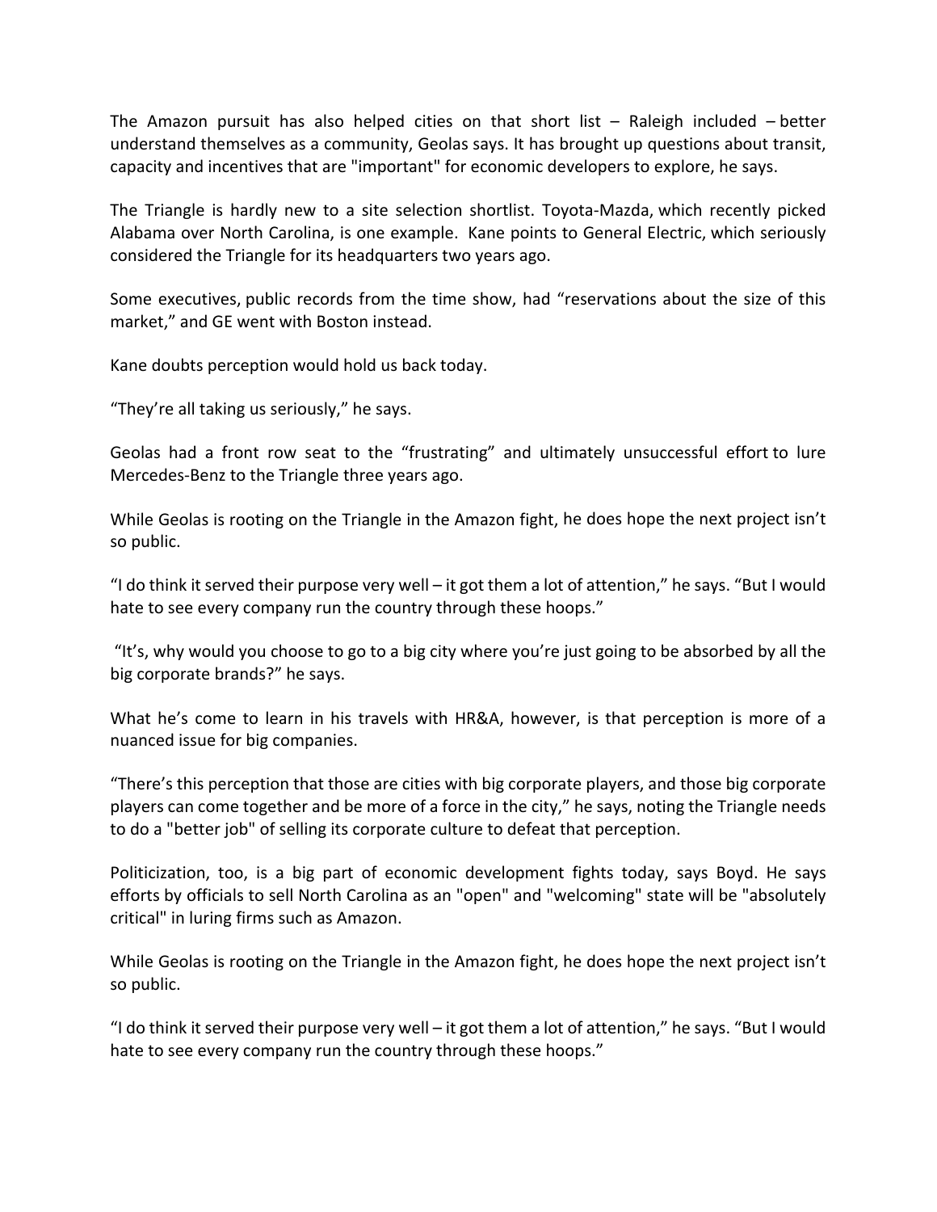The Amazon pursuit has also helped cities on that short list – Raleigh included – better understand themselves as a community, Geolas says. It has brought up questions about transit, capacity and incentives that are "important" for economic developers to explore, he says.

The Triangle is hardly new to a site selection shortlist. Toyota-Mazda, which recently picked Alabama over North Carolina, is one example. Kane points to General Electric, which seriously considered the Triangle for its headquarters two years ago.

Some executives, public records from the time show, had "reservations about the size of this market," and GE went with Boston instead.

Kane doubts perception would hold us back today.

"They're all taking us seriously," he says.

Geolas had a front row seat to the "frustrating" and ultimately unsuccessful effort to lure Mercedes-Benz to the Triangle three years ago.

While Geolas is rooting on the Triangle in the Amazon fight, he does hope the next project isn't so public.

"I do think it served their purpose very well – it got them a lot of attention," he says. "But I would hate to see every company run the country through these hoops."

"It's, why would you choose to go to a big city where you're just going to be absorbed by all the big corporate brands?" he says.

What he's come to learn in his travels with HR&A, however, is that perception is more of a nuanced issue for big companies.

"There's this perception that those are cities with big corporate players, and those big corporate players can come together and be more of a force in the city," he says, noting the Triangle needs to do a "better job" of selling its corporate culture to defeat that perception.

Politicization, too, is a big part of economic development fights today, says Boyd. He says efforts by officials to sell North Carolina as an "open" and "welcoming" state will be "absolutely critical" in luring firms such as Amazon.

While Geolas is rooting on the Triangle in the Amazon fight, he does hope the next project isn't so public.

"I do think it served their purpose very well – it got them a lot of attention," he says. "But I would hate to see every company run the country through these hoops."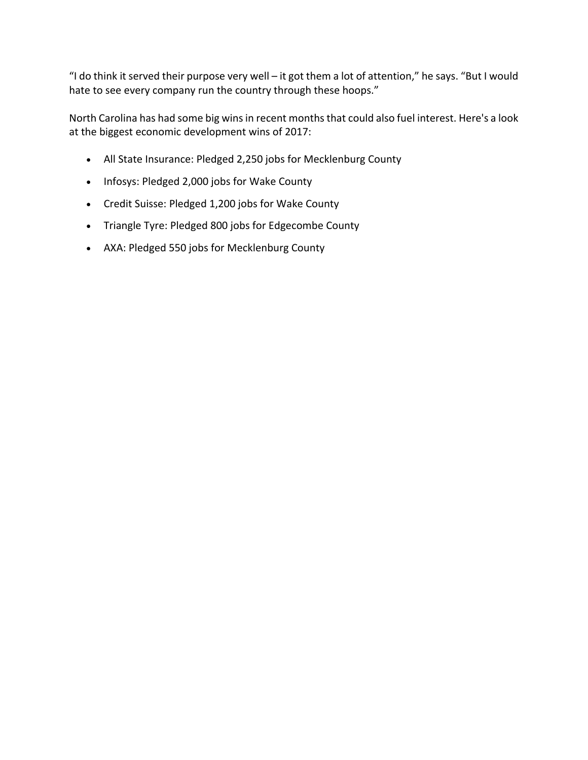"I do think it served their purpose very well – it got them a lot of attention," he says. "But I would hate to see every company run the country through these hoops."

North Carolina has had some big wins in recent months that could also fuel interest. Here's a look at the biggest economic development wins of 2017:

- All State Insurance: Pledged 2,250 jobs for Mecklenburg County
- Infosys: Pledged 2,000 jobs for Wake County
- Credit Suisse: Pledged 1,200 jobs for Wake County
- Triangle Tyre: Pledged 800 jobs for Edgecombe County
- AXA: Pledged 550 jobs for Mecklenburg County